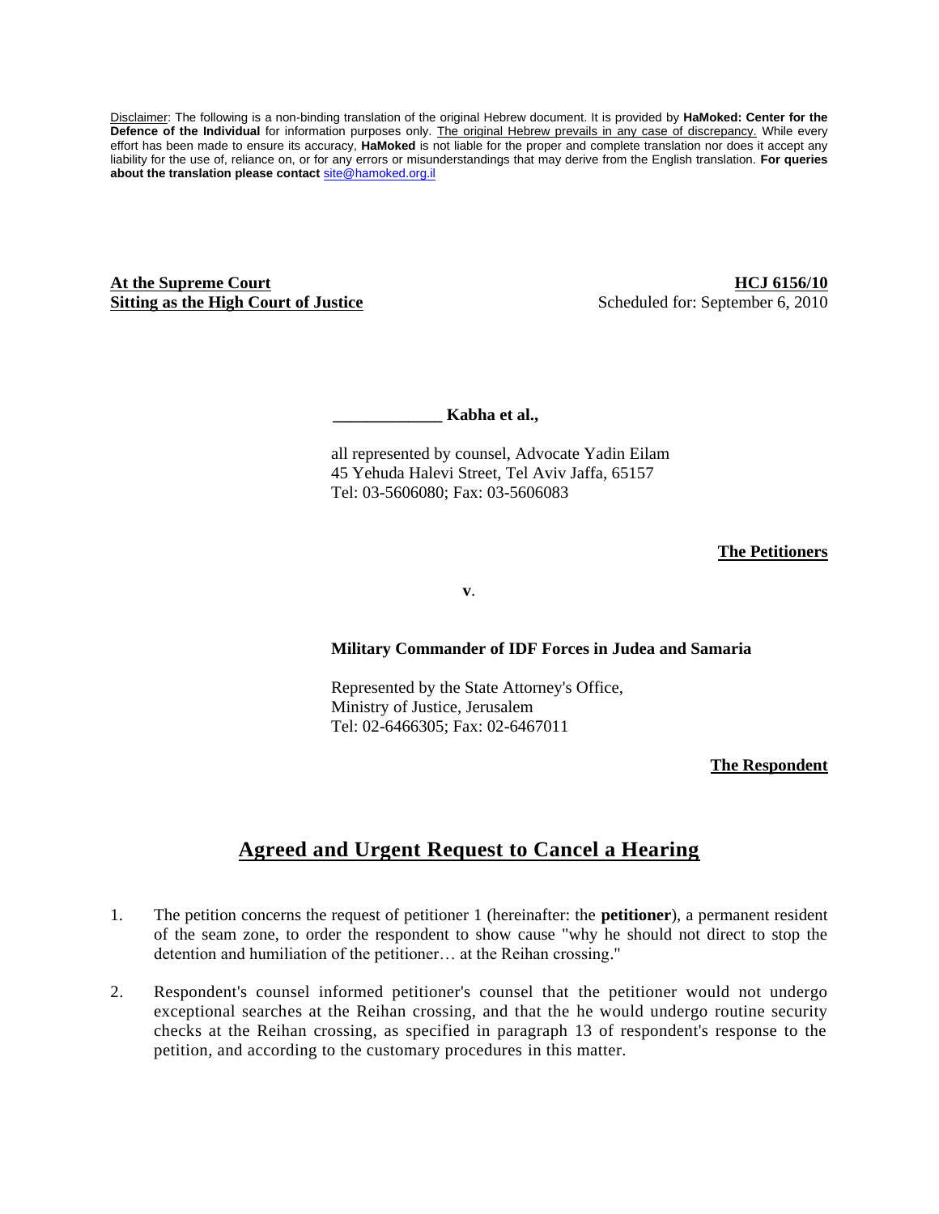Disclaimer: The following is a non-binding translation of the original Hebrew document. It is provided by **HaMoked: Center for the Defence of the Individual** for information purposes only. The original Hebrew prevails in any case of discrepancy. While every effort has been made to ensure its accuracy, **HaMoked** is not liable for the proper and complete translation nor does it accept any liability for the use of, reliance on, or for any errors or misunderstandings that may derive from the English translation. **For queries about the translation please contact** site@hamoked.org.il

**At the Supreme Court**
**Sitting as the High Court of Justice**

**HCJ 6156/10**
Scheduled for: September 6, 2010

**_____________ Kabha et al.,**

all represented by counsel, Advocate Yadin Eilam
45 Yehuda Halevi Street, Tel Aviv Jaffa, 65157
Tel: 03-5606080; Fax: 03-5606083

**The Petitioners**

**v**.

**Military Commander of IDF Forces in Judea and Samaria**

Represented by the State Attorney's Office,
Ministry of Justice, Jerusalem
Tel: 02-6466305; Fax: 02-6467011

**The Respondent**

# Agreed and Urgent Request to Cancel a Hearing

1. The petition concerns the request of petitioner 1 (hereinafter: the **petitioner**), a permanent resident of the seam zone, to order the respondent to show cause "why he should not direct to stop the detention and humiliation of the petitioner… at the Reihan crossing."

2. Respondent's counsel informed petitioner's counsel that the petitioner would not undergo exceptional searches at the Reihan crossing, and that the he would undergo routine security checks at the Reihan crossing, as specified in paragraph 13 of respondent's response to the petition, and according to the customary procedures in this matter.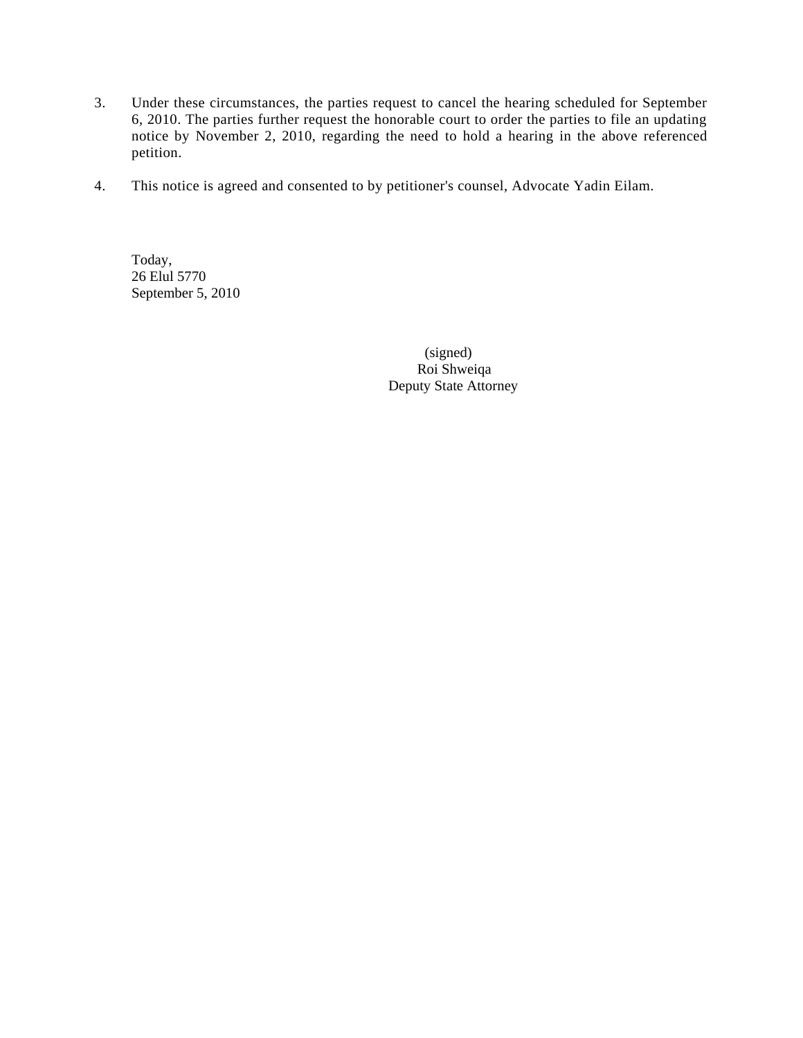3. Under these circumstances, the parties request to cancel the hearing scheduled for September 6, 2010. The parties further request the honorable court to order the parties to file an updating notice by November 2, 2010, regarding the need to hold a hearing in the above referenced petition.

4. This notice is agreed and consented to by petitioner's counsel, Advocate Yadin Eilam.

Today,
26 Elul 5770
September 5, 2010

(signed)
Roi Shweiqa
Deputy State Attorney